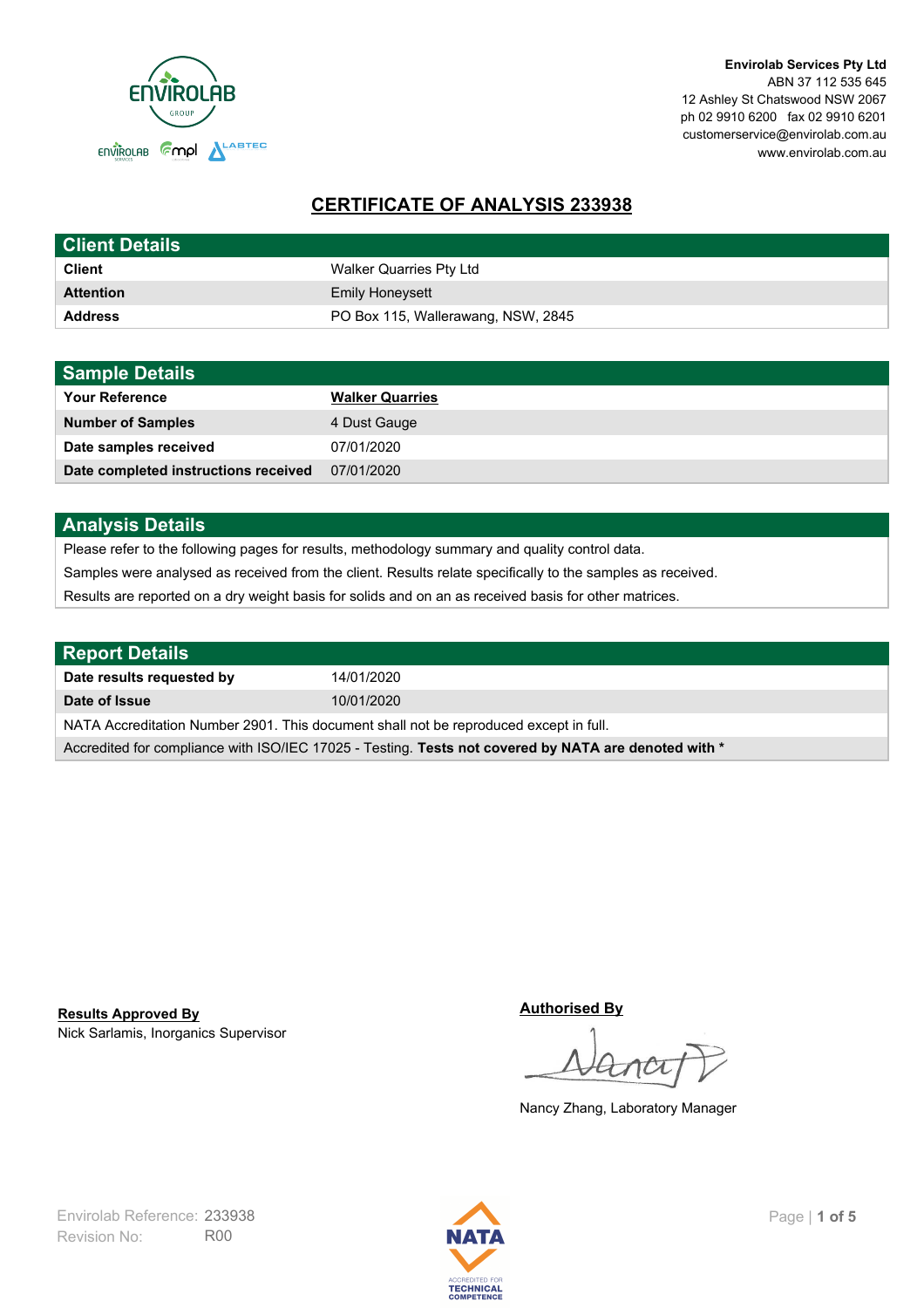Envirolab Services Pty Ltd
ABN 37 112 535 645
12 Ashley St Chatswood NSW 2067
ph 02 9910 6200 fax 02 9910 6201
customerservice@envirolab.com.au
www.envirolab.com.au

# CERTIFICATE OF ANALYSIS 233938

| Client Details | |
|---|---|
| **Client** | Walker Quarries Pty Ltd |
| **Attention** | Emily Honeysett |
| **Address** | PO Box 115, Wallerawang, NSW, 2845 |

| Sample Details | |
|---|---|
| **Your Reference** | **Walker Quarries** |
| **Number of Samples** | 4 Dust Gauge |
| **Date samples received** | 07/01/2020 |
| **Date completed instructions received** | 07/01/2020 |

## Analysis Details

Please refer to the following pages for results, methodology summary and quality control data.

Samples were analysed as received from the client. Results relate specifically to the samples as received.

Results are reported on a dry weight basis for solids and on an as received basis for other matrices.

| Report Details | |
|---|---|
| **Date results requested by** | 14/01/2020 |
| **Date of Issue** | 10/01/2020 |

NATA Accreditation Number 2901. This document shall not be reproduced except in full.

Accredited for compliance with ISO/IEC 17025 - Testing. **Tests not covered by NATA are denoted with ***

**Results Approved By**
Nick Sarlamis, Inorganics Supervisor

**Authorised By**
Nancy Zhang, Laboratory Manager

Envirolab Reference: 233938
Revision No: R00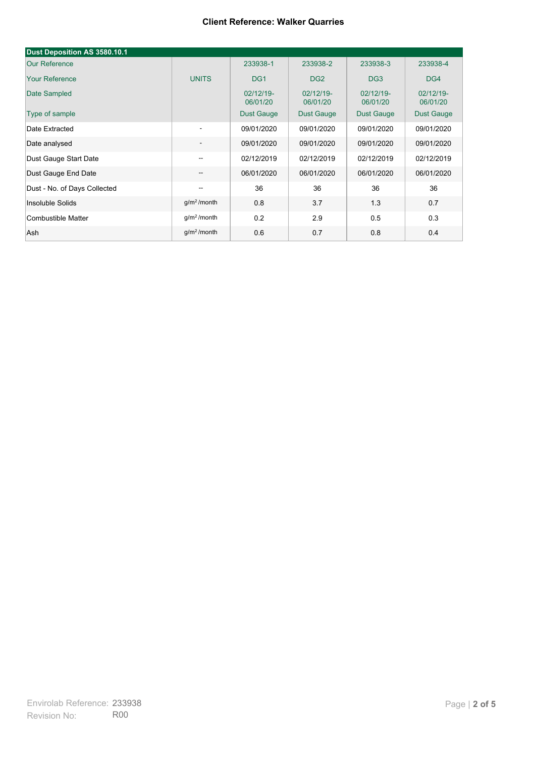**Client Reference: Walker Quarries**

| Dust Deposition AS 3580.10.1 | | | | | |
|---|---|---|---|---|---|
| Our Reference | | 233938-1 | 233938-2 | 233938-3 | 233938-4 |
| Your Reference | UNITS | DG1 | DG2 | DG3 | DG4 |
| Date Sampled | | 02/12/19-06/01/20 | 02/12/19-06/01/20 | 02/12/19-06/01/20 | 02/12/19-06/01/20 |
| Type of sample | | Dust Gauge | Dust Gauge | Dust Gauge | Dust Gauge |
| Date Extracted | - | 09/01/2020 | 09/01/2020 | 09/01/2020 | 09/01/2020 |
| Date analysed | - | 09/01/2020 | 09/01/2020 | 09/01/2020 | 09/01/2020 |
| Dust Gauge Start Date | -- | 02/12/2019 | 02/12/2019 | 02/12/2019 | 02/12/2019 |
| Dust Gauge End Date | -- | 06/01/2020 | 06/01/2020 | 06/01/2020 | 06/01/2020 |
| Dust - No. of Days Collected | -- | 36 | 36 | 36 | 36 |
| Insoluble Solids | $g/m^2$/month | 0.8 | 3.7 | 1.3 | 0.7 |
| Combustible Matter | $g/m^2$/month | 0.2 | 2.9 | 0.5 | 0.3 |
| Ash | $g/m^2$/month | 0.6 | 0.7 | 0.8 | 0.4 |

Envirolab Reference: 233938
Revision No: R00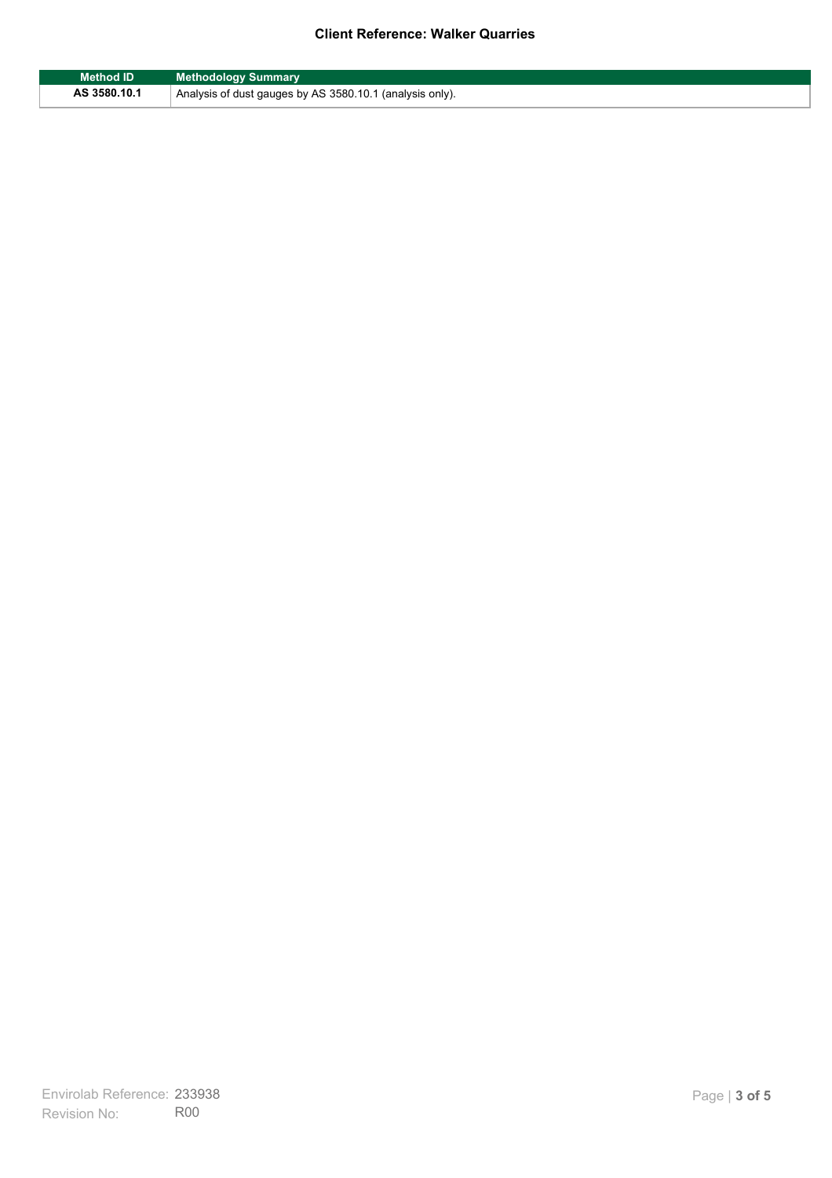| Method ID | Methodology Summary |
| --- | --- |
| AS 3580.10.1 | Analysis of dust gauges by AS 3580.10.1 (analysis only). |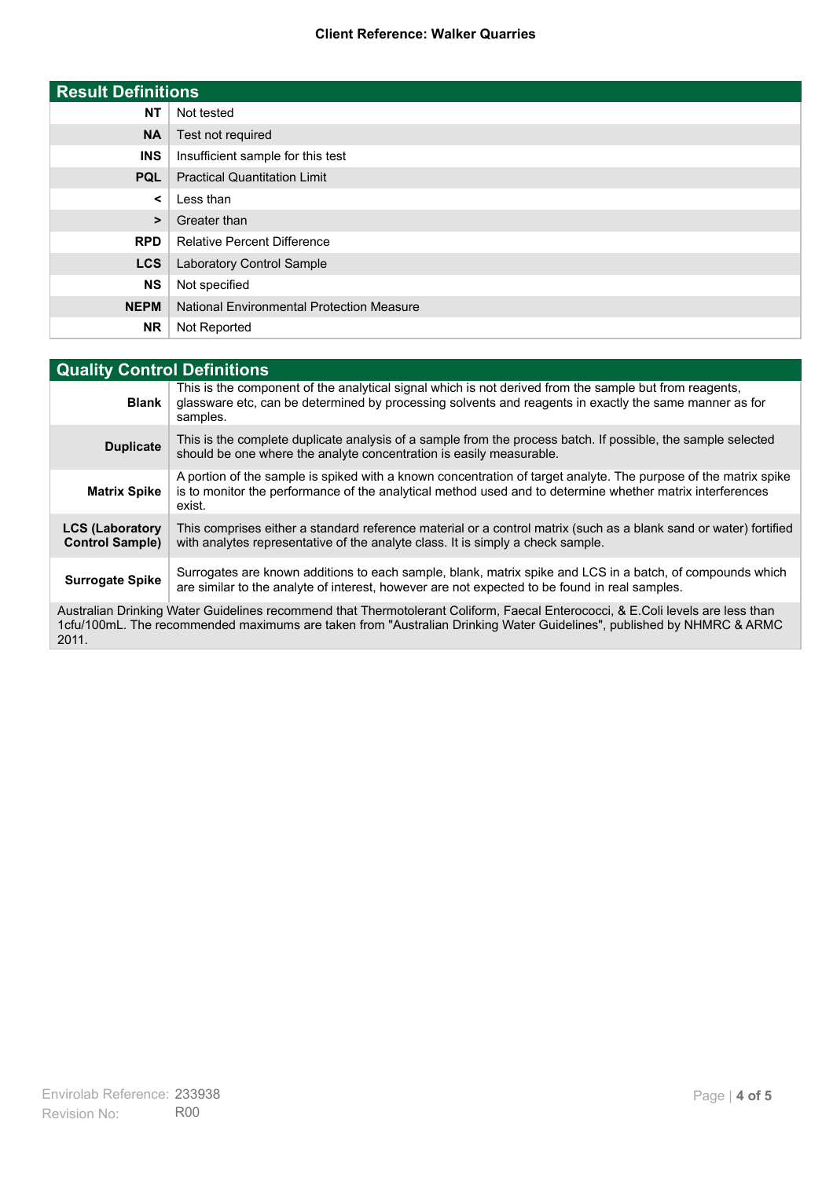**Client Reference: Walker Quarries**

| Result Definitions | |
|---|---|
| **NT** | Not tested |
| **NA** | Test not required |
| **INS** | Insufficient sample for this test |
| **PQL** | Practical Quantitation Limit |
| **<** | Less than |
| **>** | Greater than |
| **RPD** | Relative Percent Difference |
| **LCS** | Laboratory Control Sample |
| **NS** | Not specified |
| **NEPM** | National Environmental Protection Measure |
| **NR** | Not Reported |

| Quality Control Definitions | |
|---|---|
| **Blank** | This is the component of the analytical signal which is not derived from the sample but from reagents, glassware etc, can be determined by processing solvents and reagents in exactly the same manner as for samples. |
| **Duplicate** | This is the complete duplicate analysis of a sample from the process batch. If possible, the sample selected should be one where the analyte concentration is easily measurable. |
| **Matrix Spike** | A portion of the sample is spiked with a known concentration of target analyte. The purpose of the matrix spike is to monitor the performance of the analytical method used and to determine whether matrix interferences exist. |
| **LCS (Laboratory Control Sample)** | This comprises either a standard reference material or a control matrix (such as a blank sand or water) fortified with analytes representative of the analyte class. It is simply a check sample. |
| **Surrogate Spike** | Surrogates are known additions to each sample, blank, matrix spike and LCS in a batch, of compounds which are similar to the analyte of interest, however are not expected to be found in real samples. |

Australian Drinking Water Guidelines recommend that Thermotolerant Coliform, Faecal Enterococci, & E.Coli levels are less than 1cfu/100mL. The recommended maximums are taken from "Australian Drinking Water Guidelines", published by NHMRC & ARMC 2011.

Envirolab Reference: 233938
Revision No: R00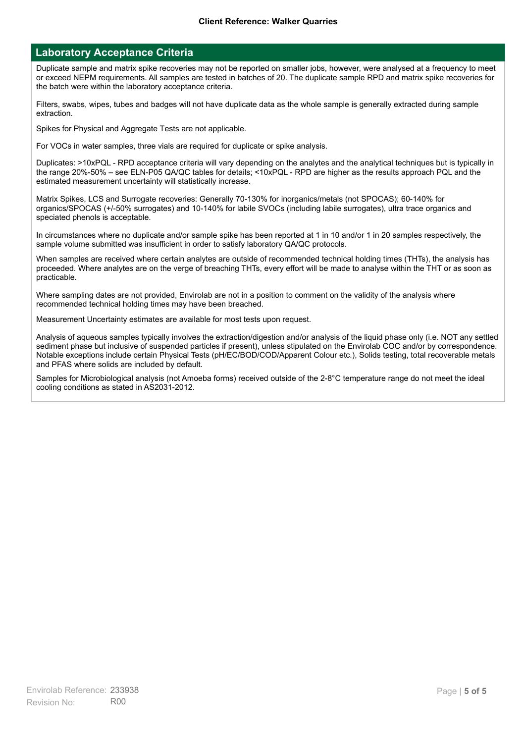## Laboratory Acceptance Criteria

Duplicate sample and matrix spike recoveries may not be reported on smaller jobs, however, were analysed at a frequency to meet or exceed NEPM requirements. All samples are tested in batches of 20. The duplicate sample RPD and matrix spike recoveries for the batch were within the laboratory acceptance criteria.

Filters, swabs, wipes, tubes and badges will not have duplicate data as the whole sample is generally extracted during sample extraction.

Spikes for Physical and Aggregate Tests are not applicable.

For VOCs in water samples, three vials are required for duplicate or spike analysis.

Duplicates: >10xPQL - RPD acceptance criteria will vary depending on the analytes and the analytical techniques but is typically in the range 20%-50% – see ELN-P05 QA/QC tables for details; <10xPQL - RPD are higher as the results approach PQL and the estimated measurement uncertainty will statistically increase.

Matrix Spikes, LCS and Surrogate recoveries: Generally 70-130% for inorganics/metals (not SPOCAS); 60-140% for organics/SPOCAS (+/-50% surrogates) and 10-140% for labile SVOCs (including labile surrogates), ultra trace organics and speciated phenols is acceptable.

In circumstances where no duplicate and/or sample spike has been reported at 1 in 10 and/or 1 in 20 samples respectively, the sample volume submitted was insufficient in order to satisfy laboratory QA/QC protocols.

When samples are received where certain analytes are outside of recommended technical holding times (THTs), the analysis has proceeded. Where analytes are on the verge of breaching THTs, every effort will be made to analyse within the THT or as soon as practicable.

Where sampling dates are not provided, Envirolab are not in a position to comment on the validity of the analysis where recommended technical holding times may have been breached.

Measurement Uncertainty estimates are available for most tests upon request.

Analysis of aqueous samples typically involves the extraction/digestion and/or analysis of the liquid phase only (i.e. NOT any settled sediment phase but inclusive of suspended particles if present), unless stipulated on the Envirolab COC and/or by correspondence. Notable exceptions include certain Physical Tests (pH/EC/BOD/COD/Apparent Colour etc.), Solids testing, total recoverable metals and PFAS where solids are included by default.

Samples for Microbiological analysis (not Amoeba forms) received outside of the 2-8°C temperature range do not meet the ideal cooling conditions as stated in AS2031-2012.